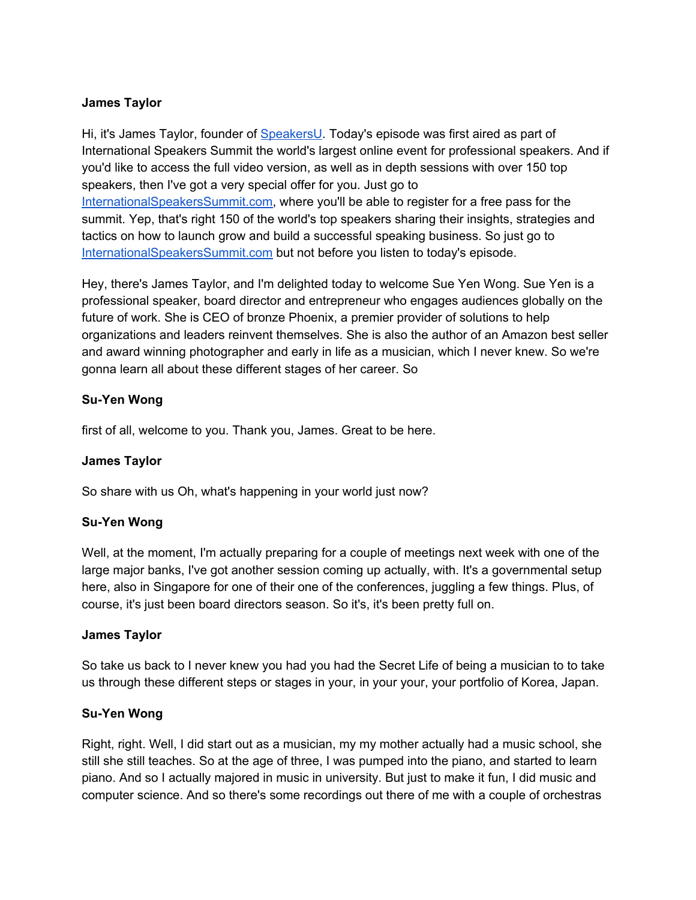**James Taylor**

Hi, it's James Taylor, founder of [SpeakersU](). Today's episode was first aired as part of International Speakers Summit the world's largest online event for professional speakers. And if you'd like to access the full video version, as well as in depth sessions with over 150 top speakers, then I've got a very special offer for you. Just go to [InternationalSpeakersSummit.com](), where you'll be able to register for a free pass for the summit. Yep, that's right 150 of the world's top speakers sharing their insights, strategies and tactics on how to launch grow and build a successful speaking business. So just go to [InternationalSpeakersSummit.com]() but not before you listen to today's episode.

Hey, there's James Taylor, and I'm delighted today to welcome Sue Yen Wong. Sue Yen is a professional speaker, board director and entrepreneur who engages audiences globally on the future of work. She is CEO of bronze Phoenix, a premier provider of solutions to help organizations and leaders reinvent themselves. She is also the author of an Amazon best seller and award winning photographer and early in life as a musician, which I never knew. So we're gonna learn all about these different stages of her career. So

**Su-Yen Wong**

first of all, welcome to you. Thank you, James. Great to be here.

**James Taylor**

So share with us Oh, what's happening in your world just now?

**Su-Yen Wong**

Well, at the moment, I'm actually preparing for a couple of meetings next week with one of the large major banks, I've got another session coming up actually, with. It's a governmental setup here, also in Singapore for one of their one of the conferences, juggling a few things. Plus, of course, it's just been board directors season. So it's, it's been pretty full on.

**James Taylor**

So take us back to I never knew you had you had the Secret Life of being a musician to to take us through these different steps or stages in your, in your your, your portfolio of Korea, Japan.

**Su-Yen Wong**

Right, right. Well, I did start out as a musician, my my mother actually had a music school, she still she still teaches. So at the age of three, I was pumped into the piano, and started to learn piano. And so I actually majored in music in university. But just to make it fun, I did music and computer science. And so there's some recordings out there of me with a couple of orchestras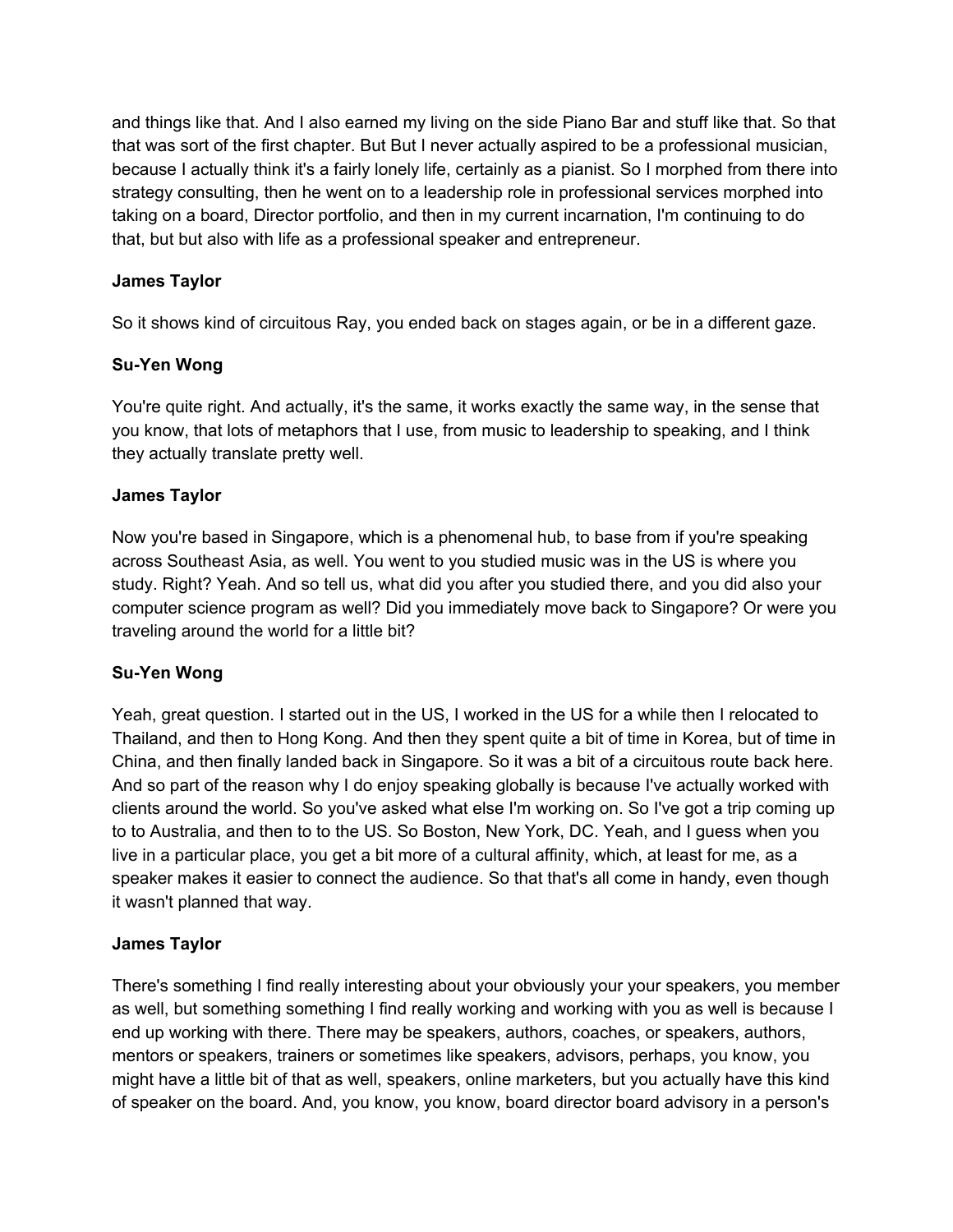and things like that. And I also earned my living on the side Piano Bar and stuff like that. So that that was sort of the first chapter. But But I never actually aspired to be a professional musician, because I actually think it's a fairly lonely life, certainly as a pianist. So I morphed from there into strategy consulting, then he went on to a leadership role in professional services morphed into taking on a board, Director portfolio, and then in my current incarnation, I'm continuing to do that, but but also with life as a professional speaker and entrepreneur.

**James Taylor**

So it shows kind of circuitous Ray, you ended back on stages again, or be in a different gaze.

**Su-Yen Wong**

You're quite right. And actually, it's the same, it works exactly the same way, in the sense that you know, that lots of metaphors that I use, from music to leadership to speaking, and I think they actually translate pretty well.

**James Taylor**

Now you're based in Singapore, which is a phenomenal hub, to base from if you're speaking across Southeast Asia, as well. You went to you studied music was in the US is where you study. Right? Yeah. And so tell us, what did you after you studied there, and you did also your computer science program as well? Did you immediately move back to Singapore? Or were you traveling around the world for a little bit?

**Su-Yen Wong**

Yeah, great question. I started out in the US, I worked in the US for a while then I relocated to Thailand, and then to Hong Kong. And then they spent quite a bit of time in Korea, but of time in China, and then finally landed back in Singapore. So it was a bit of a circuitous route back here. And so part of the reason why I do enjoy speaking globally is because I've actually worked with clients around the world. So you've asked what else I'm working on. So I've got a trip coming up to to Australia, and then to to the US. So Boston, New York, DC. Yeah, and I guess when you live in a particular place, you get a bit more of a cultural affinity, which, at least for me, as a speaker makes it easier to connect the audience. So that that's all come in handy, even though it wasn't planned that way.

**James Taylor**

There's something I find really interesting about your obviously your your speakers, you member as well, but something something I find really working and working with you as well is because I end up working with there. There may be speakers, authors, coaches, or speakers, authors, mentors or speakers, trainers or sometimes like speakers, advisors, perhaps, you know, you might have a little bit of that as well, speakers, online marketers, but you actually have this kind of speaker on the board. And, you know, you know, board director board advisory in a person's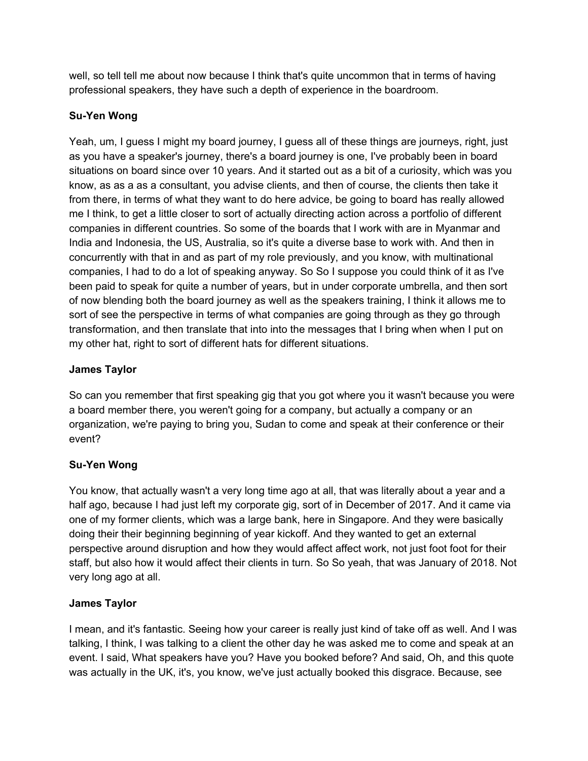well, so tell tell me about now because I think that's quite uncommon that in terms of having professional speakers, they have such a depth of experience in the boardroom.

**Su-Yen Wong**

Yeah, um, I guess I might my board journey, I guess all of these things are journeys, right, just as you have a speaker's journey, there's a board journey is one, I've probably been in board situations on board since over 10 years. And it started out as a bit of a curiosity, which was you know, as as a as a consultant, you advise clients, and then of course, the clients then take it from there, in terms of what they want to do here advice, be going to board has really allowed me I think, to get a little closer to sort of actually directing action across a portfolio of different companies in different countries. So some of the boards that I work with are in Myanmar and India and Indonesia, the US, Australia, so it's quite a diverse base to work with. And then in concurrently with that in and as part of my role previously, and you know, with multinational companies, I had to do a lot of speaking anyway. So So I suppose you could think of it as I've been paid to speak for quite a number of years, but in under corporate umbrella, and then sort of now blending both the board journey as well as the speakers training, I think it allows me to sort of see the perspective in terms of what companies are going through as they go through transformation, and then translate that into into the messages that I bring when when I put on my other hat, right to sort of different hats for different situations.

**James Taylor**

So can you remember that first speaking gig that you got where you it wasn't because you were a board member there, you weren't going for a company, but actually a company or an organization, we're paying to bring you, Sudan to come and speak at their conference or their event?

**Su-Yen Wong**

You know, that actually wasn't a very long time ago at all, that was literally about a year and a half ago, because I had just left my corporate gig, sort of in December of 2017. And it came via one of my former clients, which was a large bank, here in Singapore. And they were basically doing their their beginning beginning of year kickoff. And they wanted to get an external perspective around disruption and how they would affect affect work, not just foot foot for their staff, but also how it would affect their clients in turn. So So yeah, that was January of 2018. Not very long ago at all.

**James Taylor**

I mean, and it's fantastic. Seeing how your career is really just kind of take off as well. And I was talking, I think, I was talking to a client the other day he was asked me to come and speak at an event. I said, What speakers have you? Have you booked before? And said, Oh, and this quote was actually in the UK, it's, you know, we've just actually booked this disgrace. Because, see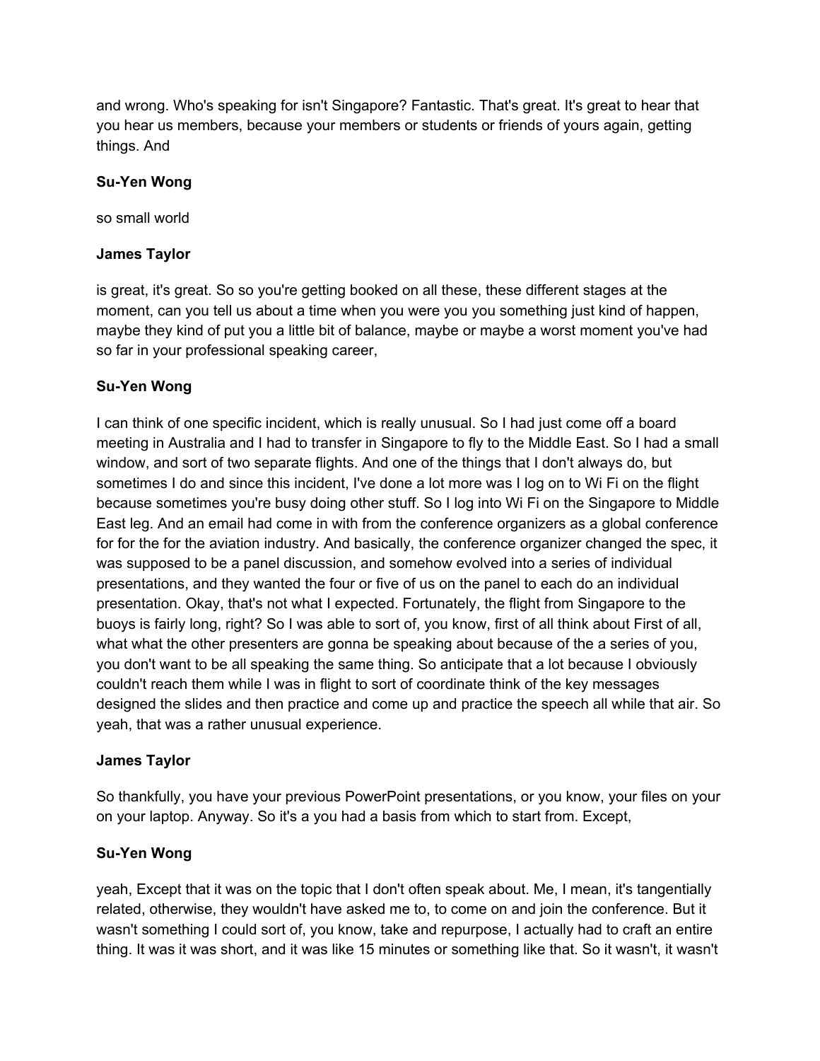and wrong. Who's speaking for isn't Singapore? Fantastic. That's great. It's great to hear that you hear us members, because your members or students or friends of yours again, getting things. And

**Su-Yen Wong**

so small world

**James Taylor**

is great, it's great. So so you're getting booked on all these, these different stages at the moment, can you tell us about a time when you were you you something just kind of happen, maybe they kind of put you a little bit of balance, maybe or maybe a worst moment you've had so far in your professional speaking career,

**Su-Yen Wong**

I can think of one specific incident, which is really unusual. So I had just come off a board meeting in Australia and I had to transfer in Singapore to fly to the Middle East. So I had a small window, and sort of two separate flights. And one of the things that I don't always do, but sometimes I do and since this incident, I've done a lot more was I log on to Wi Fi on the flight because sometimes you're busy doing other stuff. So I log into Wi Fi on the Singapore to Middle East leg. And an email had come in with from the conference organizers as a global conference for for the for the aviation industry. And basically, the conference organizer changed the spec, it was supposed to be a panel discussion, and somehow evolved into a series of individual presentations, and they wanted the four or five of us on the panel to each do an individual presentation. Okay, that's not what I expected. Fortunately, the flight from Singapore to the buoys is fairly long, right? So I was able to sort of, you know, first of all think about First of all, what what the other presenters are gonna be speaking about because of the a series of you, you don't want to be all speaking the same thing. So anticipate that a lot because I obviously couldn't reach them while I was in flight to sort of coordinate think of the key messages designed the slides and then practice and come up and practice the speech all while that air. So yeah, that was a rather unusual experience.

**James Taylor**

So thankfully, you have your previous PowerPoint presentations, or you know, your files on your on your laptop. Anyway. So it's a you had a basis from which to start from. Except,

**Su-Yen Wong**

yeah, Except that it was on the topic that I don't often speak about. Me, I mean, it's tangentially related, otherwise, they wouldn't have asked me to, to come on and join the conference. But it wasn't something I could sort of, you know, take and repurpose, I actually had to craft an entire thing. It was it was short, and it was like 15 minutes or something like that. So it wasn't, it wasn't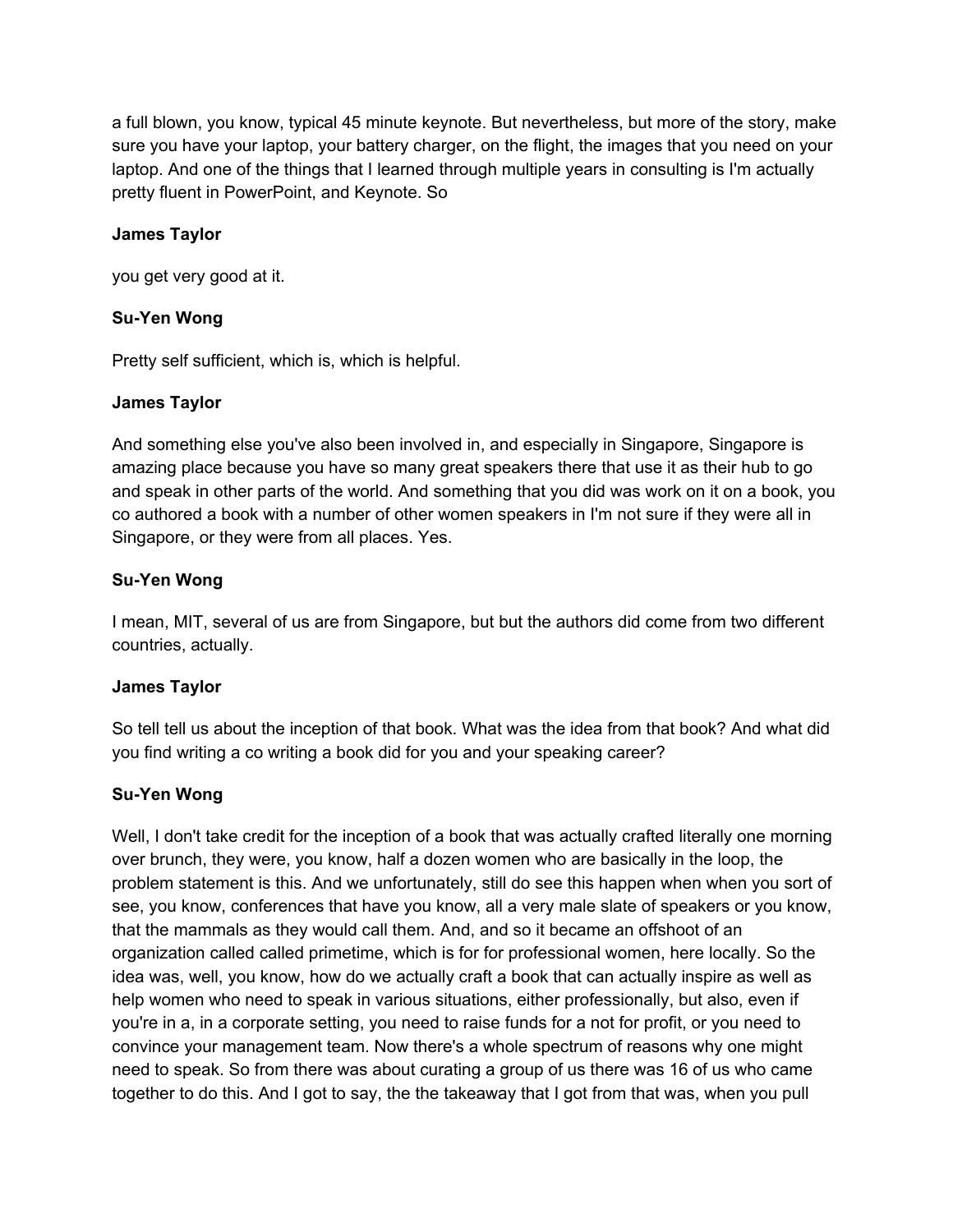a full blown, you know, typical 45 minute keynote. But nevertheless, but more of the story, make sure you have your laptop, your battery charger, on the flight, the images that you need on your laptop. And one of the things that I learned through multiple years in consulting is I'm actually pretty fluent in PowerPoint, and Keynote. So

**James Taylor**

you get very good at it.

**Su-Yen Wong**

Pretty self sufficient, which is, which is helpful.

**James Taylor**

And something else you've also been involved in, and especially in Singapore, Singapore is amazing place because you have so many great speakers there that use it as their hub to go and speak in other parts of the world. And something that you did was work on it on a book, you co authored a book with a number of other women speakers in I'm not sure if they were all in Singapore, or they were from all places. Yes.

**Su-Yen Wong**

I mean, MIT, several of us are from Singapore, but but the authors did come from two different countries, actually.

**James Taylor**

So tell tell us about the inception of that book. What was the idea from that book? And what did you find writing a co writing a book did for you and your speaking career?

**Su-Yen Wong**

Well, I don't take credit for the inception of a book that was actually crafted literally one morning over brunch, they were, you know, half a dozen women who are basically in the loop, the problem statement is this. And we unfortunately, still do see this happen when when you sort of see, you know, conferences that have you know, all a very male slate of speakers or you know, that the mammals as they would call them. And, and so it became an offshoot of an organization called called primetime, which is for for professional women, here locally. So the idea was, well, you know, how do we actually craft a book that can actually inspire as well as help women who need to speak in various situations, either professionally, but also, even if you're in a, in a corporate setting, you need to raise funds for a not for profit, or you need to convince your management team. Now there's a whole spectrum of reasons why one might need to speak. So from there was about curating a group of us there was 16 of us who came together to do this. And I got to say, the the takeaway that I got from that was, when you pull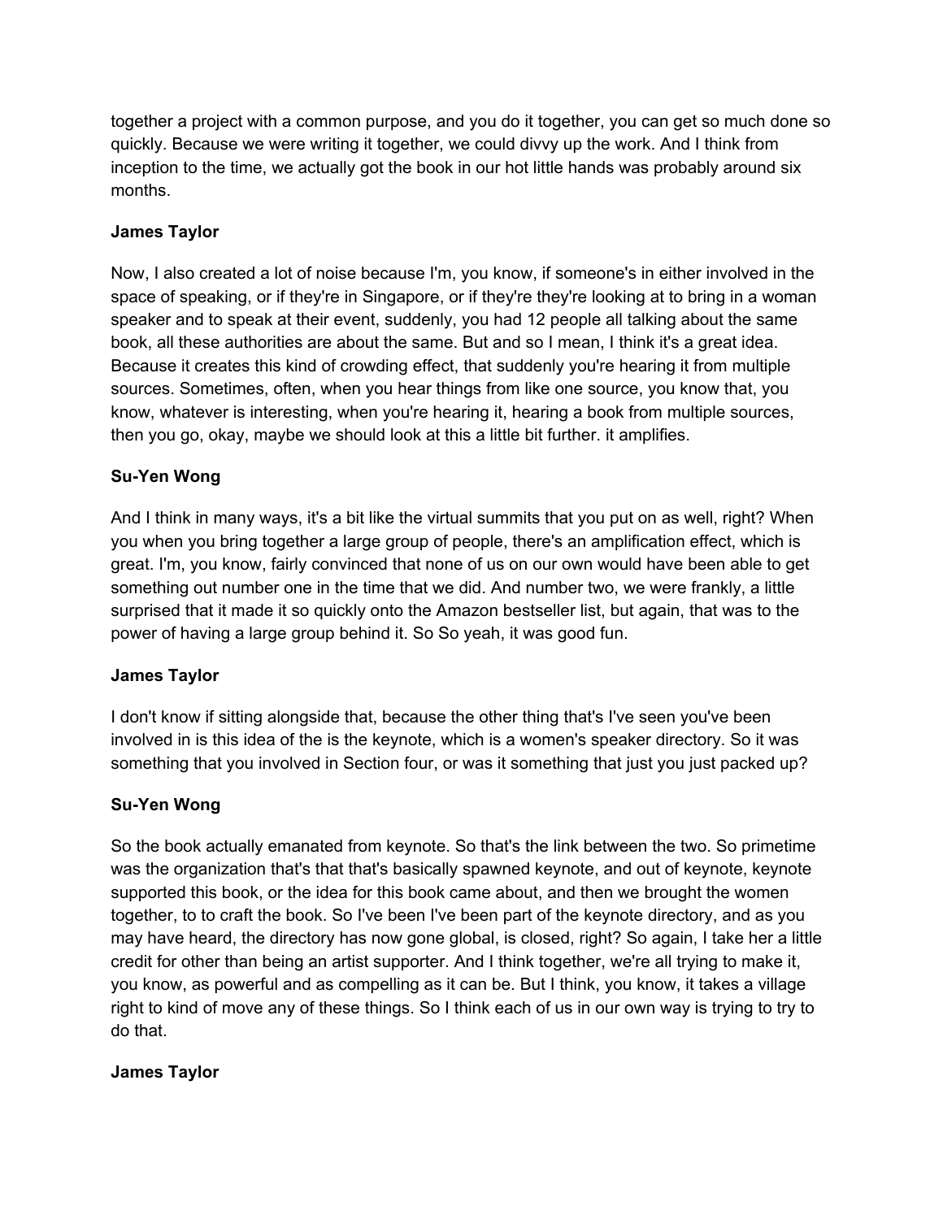together a project with a common purpose, and you do it together, you can get so much done so quickly. Because we were writing it together, we could divvy up the work. And I think from inception to the time, we actually got the book in our hot little hands was probably around six months.

**James Taylor**

Now, I also created a lot of noise because I'm, you know, if someone's in either involved in the space of speaking, or if they're in Singapore, or if they're they're looking at to bring in a woman speaker and to speak at their event, suddenly, you had 12 people all talking about the same book, all these authorities are about the same. But and so I mean, I think it's a great idea. Because it creates this kind of crowding effect, that suddenly you're hearing it from multiple sources. Sometimes, often, when you hear things from like one source, you know that, you know, whatever is interesting, when you're hearing it, hearing a book from multiple sources, then you go, okay, maybe we should look at this a little bit further. it amplifies.

**Su-Yen Wong**

And I think in many ways, it's a bit like the virtual summits that you put on as well, right? When you when you bring together a large group of people, there's an amplification effect, which is great. I'm, you know, fairly convinced that none of us on our own would have been able to get something out number one in the time that we did. And number two, we were frankly, a little surprised that it made it so quickly onto the Amazon bestseller list, but again, that was to the power of having a large group behind it. So So yeah, it was good fun.

**James Taylor**

I don't know if sitting alongside that, because the other thing that's I've seen you've been involved in is this idea of the is the keynote, which is a women's speaker directory. So it was something that you involved in Section four, or was it something that just you just packed up?

**Su-Yen Wong**

So the book actually emanated from keynote. So that's the link between the two. So primetime was the organization that's that that's basically spawned keynote, and out of keynote, keynote supported this book, or the idea for this book came about, and then we brought the women together, to to craft the book. So I've been I've been part of the keynote directory, and as you may have heard, the directory has now gone global, is closed, right? So again, I take her a little credit for other than being an artist supporter. And I think together, we're all trying to make it, you know, as powerful and as compelling as it can be. But I think, you know, it takes a village right to kind of move any of these things. So I think each of us in our own way is trying to try to do that.

**James Taylor**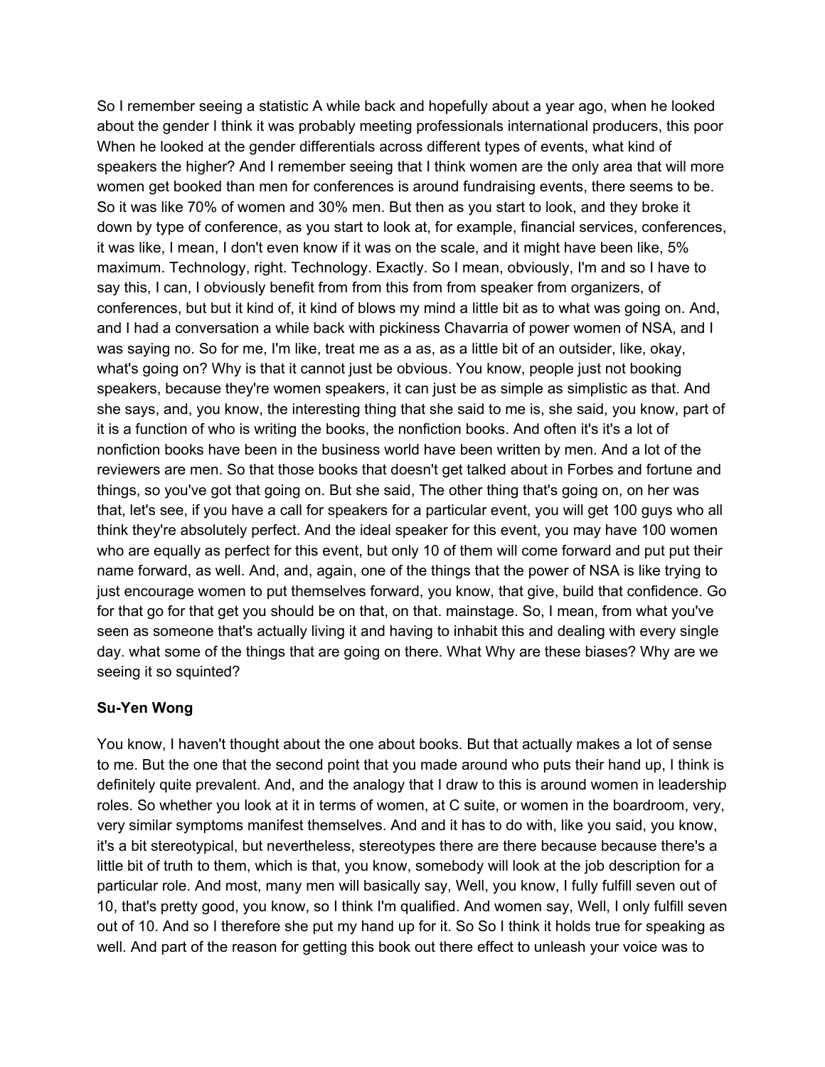So I remember seeing a statistic A while back and hopefully about a year ago, when he looked about the gender I think it was probably meeting professionals international producers, this poor When he looked at the gender differentials across different types of events, what kind of speakers the higher? And I remember seeing that I think women are the only area that will more women get booked than men for conferences is around fundraising events, there seems to be. So it was like 70% of women and 30% men. But then as you start to look, and they broke it down by type of conference, as you start to look at, for example, financial services, conferences, it was like, I mean, I don't even know if it was on the scale, and it might have been like, 5% maximum. Technology, right. Technology. Exactly. So I mean, obviously, I'm and so I have to say this, I can, I obviously benefit from from this from from speaker from organizers, of conferences, but but it kind of, it kind of blows my mind a little bit as to what was going on. And, and I had a conversation a while back with pickiness Chavarria of power women of NSA, and I was saying no. So for me, I'm like, treat me as a as, as a little bit of an outsider, like, okay, what's going on? Why is that it cannot just be obvious. You know, people just not booking speakers, because they're women speakers, it can just be as simple as simplistic as that. And she says, and, you know, the interesting thing that she said to me is, she said, you know, part of it is a function of who is writing the books, the nonfiction books. And often it's it's a lot of nonfiction books have been in the business world have been written by men. And a lot of the reviewers are men. So that those books that doesn't get talked about in Forbes and fortune and things, so you've got that going on. But she said, The other thing that's going on, on her was that, let's see, if you have a call for speakers for a particular event, you will get 100 guys who all think they're absolutely perfect. And the ideal speaker for this event, you may have 100 women who are equally as perfect for this event, but only 10 of them will come forward and put put their name forward, as well. And, and, again, one of the things that the power of NSA is like trying to just encourage women to put themselves forward, you know, that give, build that confidence. Go for that go for that get you should be on that, on that. mainstage. So, I mean, from what you've seen as someone that's actually living it and having to inhabit this and dealing with every single day. what some of the things that are going on there. What Why are these biases? Why are we seeing it so squinted?

**Su-Yen Wong**

You know, I haven't thought about the one about books. But that actually makes a lot of sense to me. But the one that the second point that you made around who puts their hand up, I think is definitely quite prevalent. And, and the analogy that I draw to this is around women in leadership roles. So whether you look at it in terms of women, at C suite, or women in the boardroom, very, very similar symptoms manifest themselves. And and it has to do with, like you said, you know, it's a bit stereotypical, but nevertheless, stereotypes there are there because because there's a little bit of truth to them, which is that, you know, somebody will look at the job description for a particular role. And most, many men will basically say, Well, you know, I fully fulfill seven out of 10, that's pretty good, you know, so I think I'm qualified. And women say, Well, I only fulfill seven out of 10. And so I therefore she put my hand up for it. So So I think it holds true for speaking as well. And part of the reason for getting this book out there effect to unleash your voice was to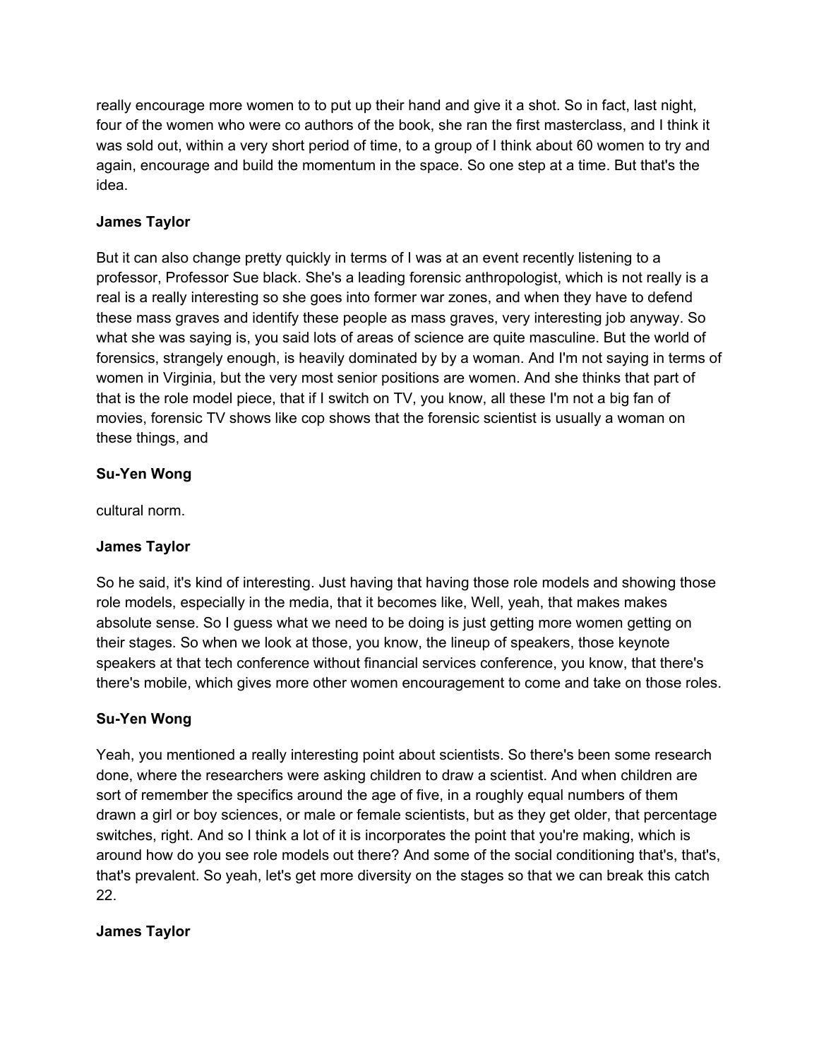really encourage more women to to put up their hand and give it a shot. So in fact, last night, four of the women who were co authors of the book, she ran the first masterclass, and I think it was sold out, within a very short period of time, to a group of I think about 60 women to try and again, encourage and build the momentum in the space. So one step at a time. But that's the idea.

**James Taylor**

But it can also change pretty quickly in terms of I was at an event recently listening to a professor, Professor Sue black. She's a leading forensic anthropologist, which is not really is a real is a really interesting so she goes into former war zones, and when they have to defend these mass graves and identify these people as mass graves, very interesting job anyway. So what she was saying is, you said lots of areas of science are quite masculine. But the world of forensics, strangely enough, is heavily dominated by by a woman. And I'm not saying in terms of women in Virginia, but the very most senior positions are women. And she thinks that part of that is the role model piece, that if I switch on TV, you know, all these I'm not a big fan of movies, forensic TV shows like cop shows that the forensic scientist is usually a woman on these things, and

**Su-Yen Wong**

cultural norm.

**James Taylor**

So he said, it's kind of interesting. Just having that having those role models and showing those role models, especially in the media, that it becomes like, Well, yeah, that makes makes absolute sense. So I guess what we need to be doing is just getting more women getting on their stages. So when we look at those, you know, the lineup of speakers, those keynote speakers at that tech conference without financial services conference, you know, that there's there's mobile, which gives more other women encouragement to come and take on those roles.

**Su-Yen Wong**

Yeah, you mentioned a really interesting point about scientists. So there's been some research done, where the researchers were asking children to draw a scientist. And when children are sort of remember the specifics around the age of five, in a roughly equal numbers of them drawn a girl or boy sciences, or male or female scientists, but as they get older, that percentage switches, right. And so I think a lot of it is incorporates the point that you're making, which is around how do you see role models out there? And some of the social conditioning that's, that's, that's prevalent. So yeah, let's get more diversity on the stages so that we can break this catch 22.

**James Taylor**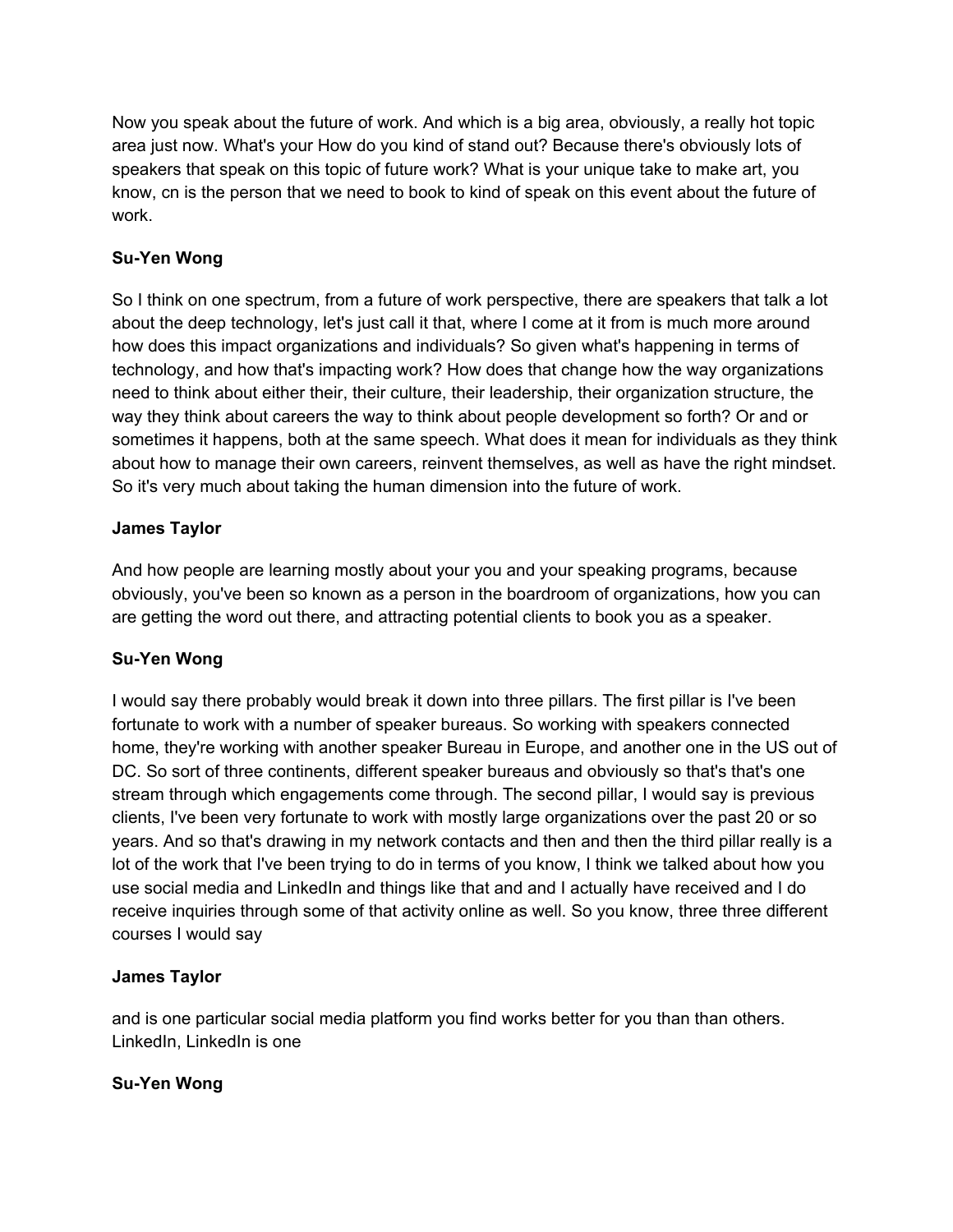Now you speak about the future of work. And which is a big area, obviously, a really hot topic area just now. What's your How do you kind of stand out? Because there's obviously lots of speakers that speak on this topic of future work? What is your unique take to make art, you know, cn is the person that we need to book to kind of speak on this event about the future of work.

**Su-Yen Wong**

So I think on one spectrum, from a future of work perspective, there are speakers that talk a lot about the deep technology, let's just call it that, where I come at it from is much more around how does this impact organizations and individuals? So given what's happening in terms of technology, and how that's impacting work? How does that change how the way organizations need to think about either their, their culture, their leadership, their organization structure, the way they think about careers the way to think about people development so forth? Or and or sometimes it happens, both at the same speech. What does it mean for individuals as they think about how to manage their own careers, reinvent themselves, as well as have the right mindset. So it's very much about taking the human dimension into the future of work.

**James Taylor**

And how people are learning mostly about your you and your speaking programs, because obviously, you've been so known as a person in the boardroom of organizations, how you can are getting the word out there, and attracting potential clients to book you as a speaker.

**Su-Yen Wong**

I would say there probably would break it down into three pillars. The first pillar is I've been fortunate to work with a number of speaker bureaus. So working with speakers connected home, they're working with another speaker Bureau in Europe, and another one in the US out of DC. So sort of three continents, different speaker bureaus and obviously so that's that's one stream through which engagements come through. The second pillar, I would say is previous clients, I've been very fortunate to work with mostly large organizations over the past 20 or so years. And so that's drawing in my network contacts and then and then the third pillar really is a lot of the work that I've been trying to do in terms of you know, I think we talked about how you use social media and LinkedIn and things like that and and I actually have received and I do receive inquiries through some of that activity online as well. So you know, three three different courses I would say

**James Taylor**

and is one particular social media platform you find works better for you than than others. LinkedIn, LinkedIn is one

**Su-Yen Wong**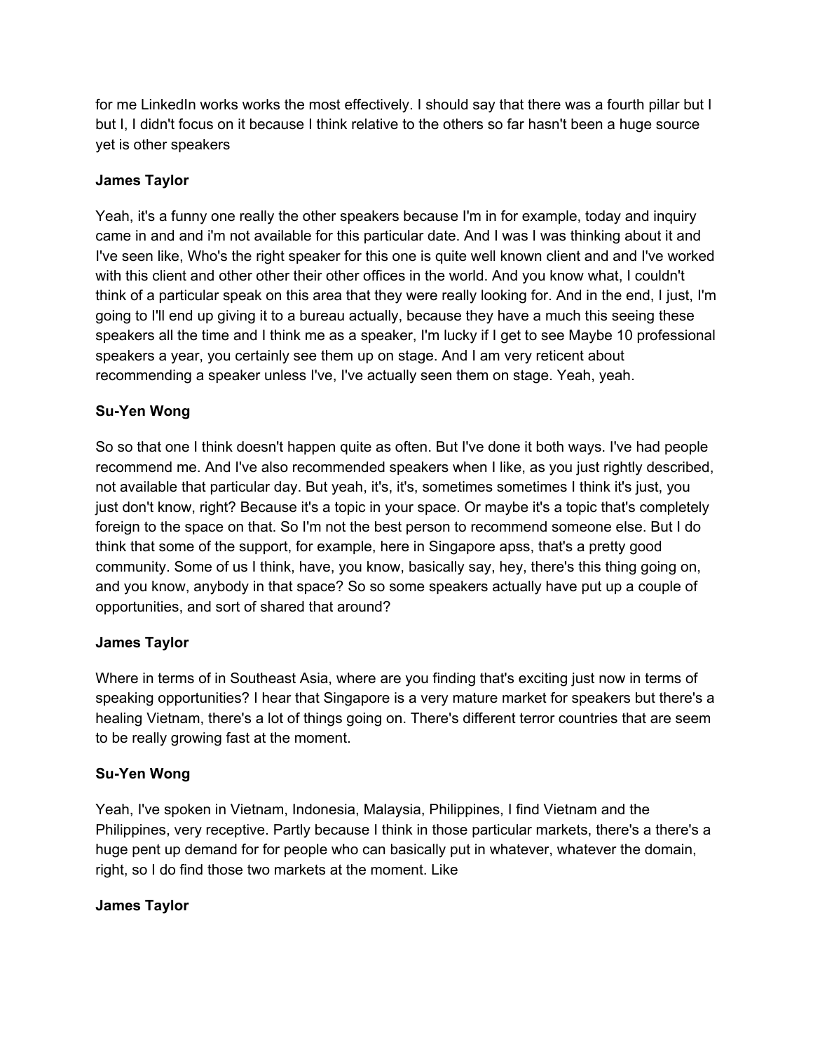for me LinkedIn works works the most effectively. I should say that there was a fourth pillar but I but I, I didn't focus on it because I think relative to the others so far hasn't been a huge source yet is other speakers

**James Taylor**

Yeah, it's a funny one really the other speakers because I'm in for example, today and inquiry came in and and i'm not available for this particular date. And I was I was thinking about it and I've seen like, Who's the right speaker for this one is quite well known client and and I've worked with this client and other other their other offices in the world. And you know what, I couldn't think of a particular speak on this area that they were really looking for. And in the end, I just, I'm going to I'll end up giving it to a bureau actually, because they have a much this seeing these speakers all the time and I think me as a speaker, I'm lucky if I get to see Maybe 10 professional speakers a year, you certainly see them up on stage. And I am very reticent about recommending a speaker unless I've, I've actually seen them on stage. Yeah, yeah.

**Su-Yen Wong**

So so that one I think doesn't happen quite as often. But I've done it both ways. I've had people recommend me. And I've also recommended speakers when I like, as you just rightly described, not available that particular day. But yeah, it's, it's, sometimes sometimes I think it's just, you just don't know, right? Because it's a topic in your space. Or maybe it's a topic that's completely foreign to the space on that. So I'm not the best person to recommend someone else. But I do think that some of the support, for example, here in Singapore apss, that's a pretty good community. Some of us I think, have, you know, basically say, hey, there's this thing going on, and you know, anybody in that space? So so some speakers actually have put up a couple of opportunities, and sort of shared that around?

**James Taylor**

Where in terms of in Southeast Asia, where are you finding that's exciting just now in terms of speaking opportunities? I hear that Singapore is a very mature market for speakers but there's a healing Vietnam, there's a lot of things going on. There's different terror countries that are seem to be really growing fast at the moment.

**Su-Yen Wong**

Yeah, I've spoken in Vietnam, Indonesia, Malaysia, Philippines, I find Vietnam and the Philippines, very receptive. Partly because I think in those particular markets, there's a there's a huge pent up demand for for people who can basically put in whatever, whatever the domain, right, so I do find those two markets at the moment. Like

**James Taylor**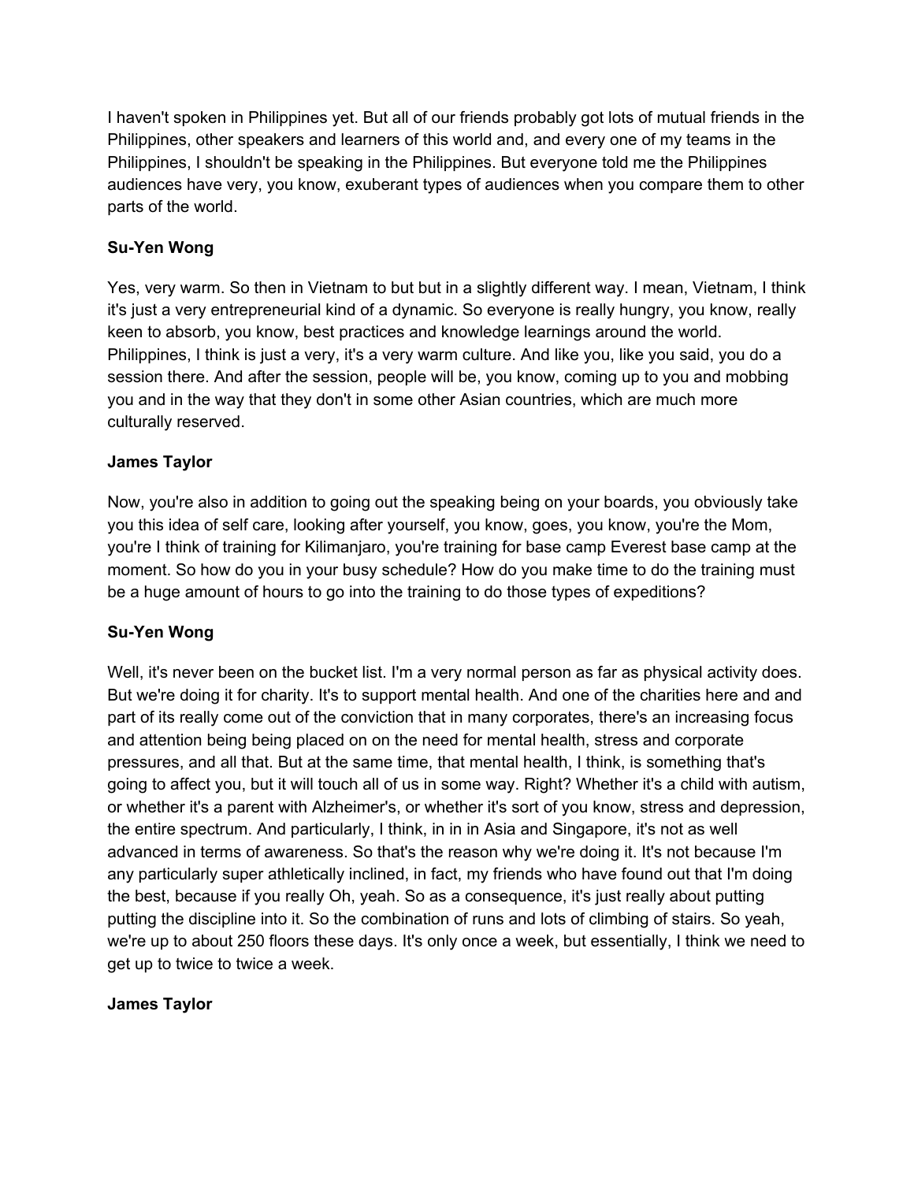I haven't spoken in Philippines yet. But all of our friends probably got lots of mutual friends in the Philippines, other speakers and learners of this world and, and every one of my teams in the Philippines, I shouldn't be speaking in the Philippines. But everyone told me the Philippines audiences have very, you know, exuberant types of audiences when you compare them to other parts of the world.

**Su-Yen Wong**

Yes, very warm. So then in Vietnam to but but in a slightly different way. I mean, Vietnam, I think it's just a very entrepreneurial kind of a dynamic. So everyone is really hungry, you know, really keen to absorb, you know, best practices and knowledge learnings around the world. Philippines, I think is just a very, it's a very warm culture. And like you, like you said, you do a session there. And after the session, people will be, you know, coming up to you and mobbing you and in the way that they don't in some other Asian countries, which are much more culturally reserved.

**James Taylor**

Now, you're also in addition to going out the speaking being on your boards, you obviously take you this idea of self care, looking after yourself, you know, goes, you know, you're the Mom, you're I think of training for Kilimanjaro, you're training for base camp Everest base camp at the moment. So how do you in your busy schedule? How do you make time to do the training must be a huge amount of hours to go into the training to do those types of expeditions?

**Su-Yen Wong**

Well, it's never been on the bucket list. I'm a very normal person as far as physical activity does. But we're doing it for charity. It's to support mental health. And one of the charities here and and part of its really come out of the conviction that in many corporates, there's an increasing focus and attention being being placed on on the need for mental health, stress and corporate pressures, and all that. But at the same time, that mental health, I think, is something that's going to affect you, but it will touch all of us in some way. Right? Whether it's a child with autism, or whether it's a parent with Alzheimer's, or whether it's sort of you know, stress and depression, the entire spectrum. And particularly, I think, in in in Asia and Singapore, it's not as well advanced in terms of awareness. So that's the reason why we're doing it. It's not because I'm any particularly super athletically inclined, in fact, my friends who have found out that I'm doing the best, because if you really Oh, yeah. So as a consequence, it's just really about putting putting the discipline into it. So the combination of runs and lots of climbing of stairs. So yeah, we're up to about 250 floors these days. It's only once a week, but essentially, I think we need to get up to twice to twice a week.

**James Taylor**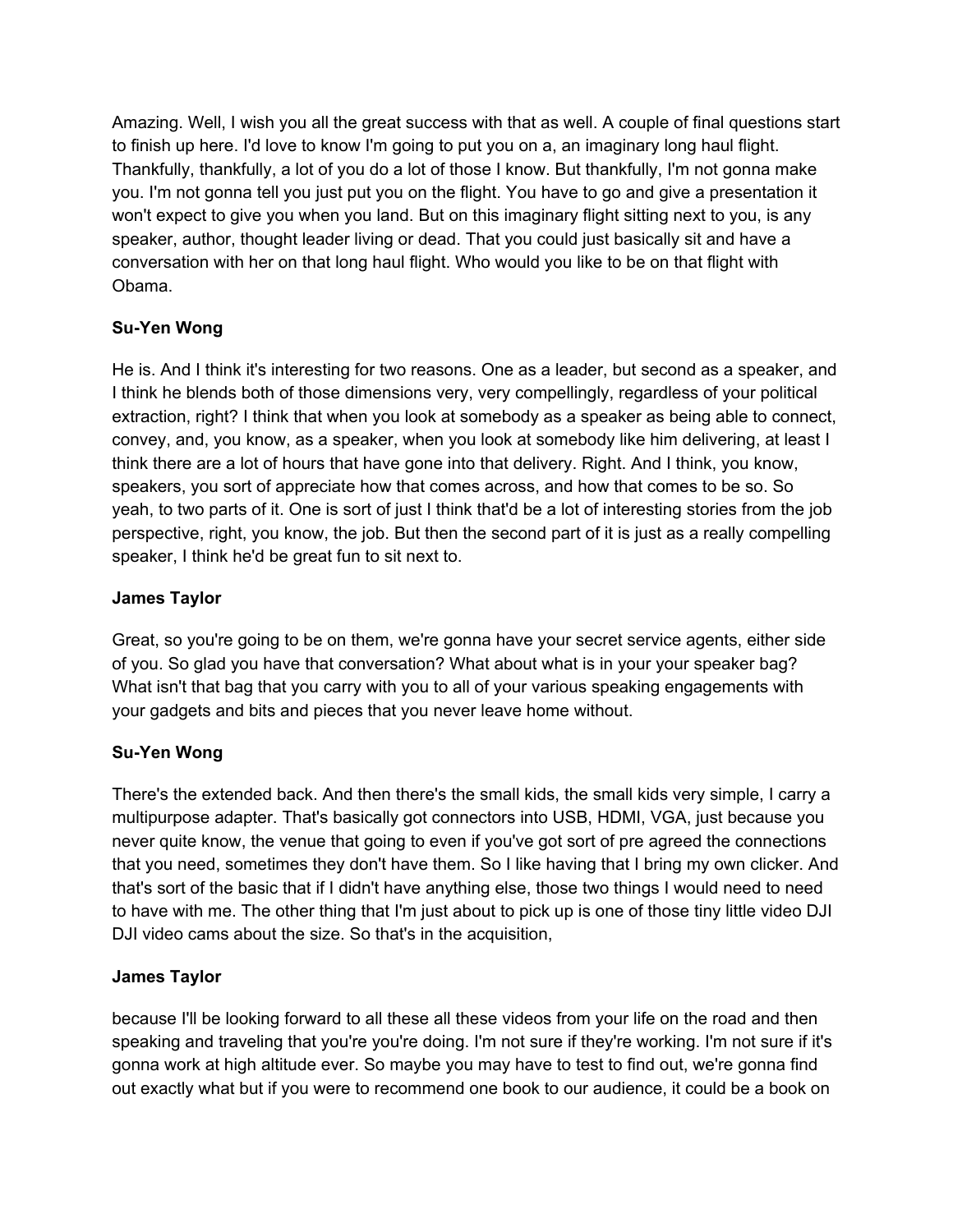Amazing. Well, I wish you all the great success with that as well. A couple of final questions start to finish up here. I'd love to know I'm going to put you on a, an imaginary long haul flight. Thankfully, thankfully, a lot of you do a lot of those I know. But thankfully, I'm not gonna make you. I'm not gonna tell you just put you on the flight. You have to go and give a presentation it won't expect to give you when you land. But on this imaginary flight sitting next to you, is any speaker, author, thought leader living or dead. That you could just basically sit and have a conversation with her on that long haul flight. Who would you like to be on that flight with Obama.

**Su-Yen Wong**

He is. And I think it's interesting for two reasons. One as a leader, but second as a speaker, and I think he blends both of those dimensions very, very compellingly, regardless of your political extraction, right? I think that when you look at somebody as a speaker as being able to connect, convey, and, you know, as a speaker, when you look at somebody like him delivering, at least I think there are a lot of hours that have gone into that delivery. Right. And I think, you know, speakers, you sort of appreciate how that comes across, and how that comes to be so. So yeah, to two parts of it. One is sort of just I think that'd be a lot of interesting stories from the job perspective, right, you know, the job. But then the second part of it is just as a really compelling speaker, I think he'd be great fun to sit next to.

**James Taylor**

Great, so you're going to be on them, we're gonna have your secret service agents, either side of you. So glad you have that conversation? What about what is in your your speaker bag? What isn't that bag that you carry with you to all of your various speaking engagements with your gadgets and bits and pieces that you never leave home without.

**Su-Yen Wong**

There's the extended back. And then there's the small kids, the small kids very simple, I carry a multipurpose adapter. That's basically got connectors into USB, HDMI, VGA, just because you never quite know, the venue that going to even if you've got sort of pre agreed the connections that you need, sometimes they don't have them. So I like having that I bring my own clicker. And that's sort of the basic that if I didn't have anything else, those two things I would need to need to have with me. The other thing that I'm just about to pick up is one of those tiny little video DJI DJI video cams about the size. So that's in the acquisition,

**James Taylor**

because I'll be looking forward to all these all these videos from your life on the road and then speaking and traveling that you're you're doing. I'm not sure if they're working. I'm not sure if it's gonna work at high altitude ever. So maybe you may have to test to find out, we're gonna find out exactly what but if you were to recommend one book to our audience, it could be a book on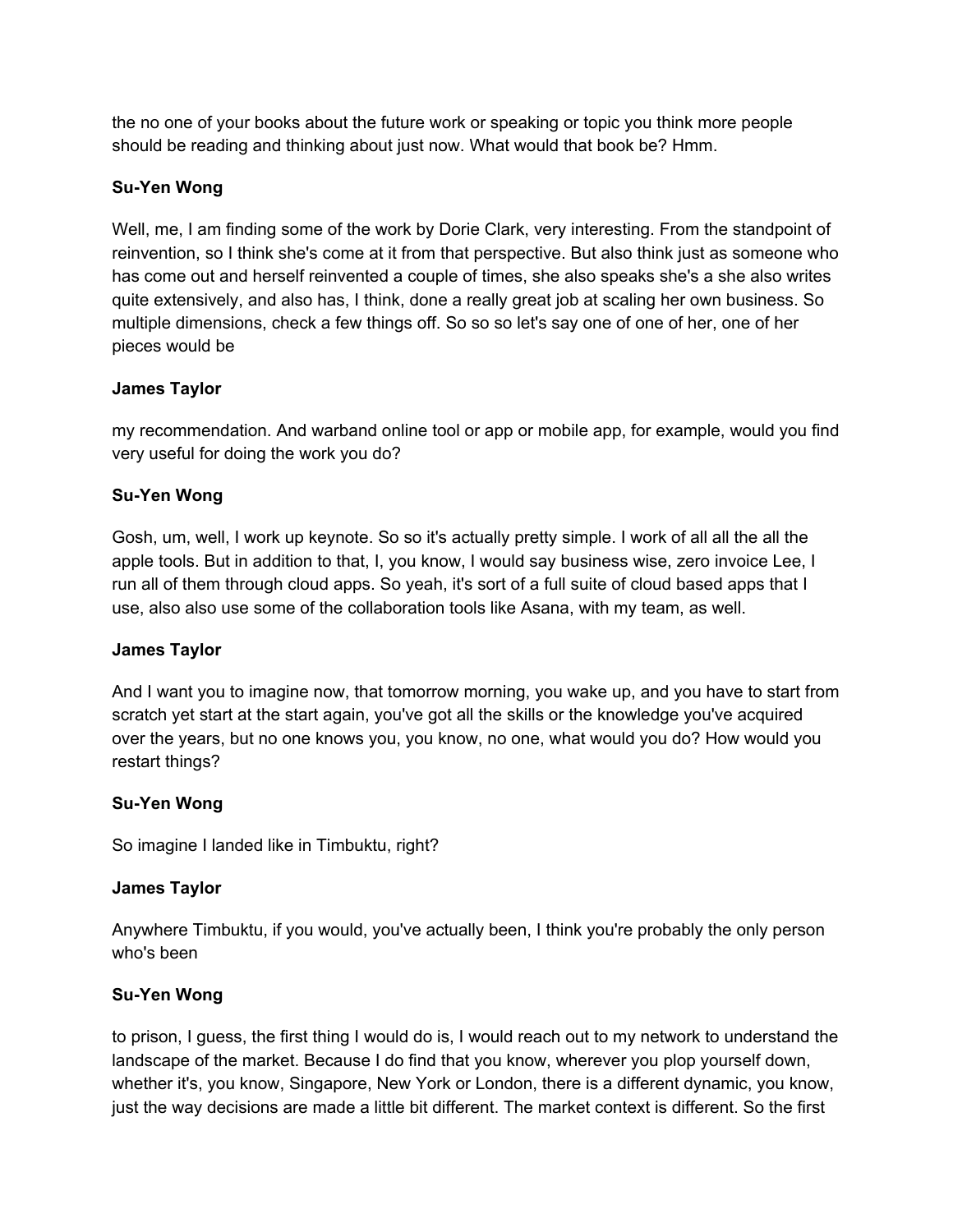the no one of your books about the future work or speaking or topic you think more people should be reading and thinking about just now. What would that book be? Hmm.

**Su-Yen Wong**

Well, me, I am finding some of the work by Dorie Clark, very interesting. From the standpoint of reinvention, so I think she's come at it from that perspective. But also think just as someone who has come out and herself reinvented a couple of times, she also speaks she's a she also writes quite extensively, and also has, I think, done a really great job at scaling her own business. So multiple dimensions, check a few things off. So so so let's say one of one of her, one of her pieces would be

**James Taylor**

my recommendation. And warband online tool or app or mobile app, for example, would you find very useful for doing the work you do?

**Su-Yen Wong**

Gosh, um, well, I work up keynote. So so it's actually pretty simple. I work of all all the all the apple tools. But in addition to that, I, you know, I would say business wise, zero invoice Lee, I run all of them through cloud apps. So yeah, it's sort of a full suite of cloud based apps that I use, also also use some of the collaboration tools like Asana, with my team, as well.

**James Taylor**

And I want you to imagine now, that tomorrow morning, you wake up, and you have to start from scratch yet start at the start again, you've got all the skills or the knowledge you've acquired over the years, but no one knows you, you know, no one, what would you do? How would you restart things?

**Su-Yen Wong**

So imagine I landed like in Timbuktu, right?

**James Taylor**

Anywhere Timbuktu, if you would, you've actually been, I think you're probably the only person who's been

**Su-Yen Wong**

to prison, I guess, the first thing I would do is, I would reach out to my network to understand the landscape of the market. Because I do find that you know, wherever you plop yourself down, whether it's, you know, Singapore, New York or London, there is a different dynamic, you know, just the way decisions are made a little bit different. The market context is different. So the first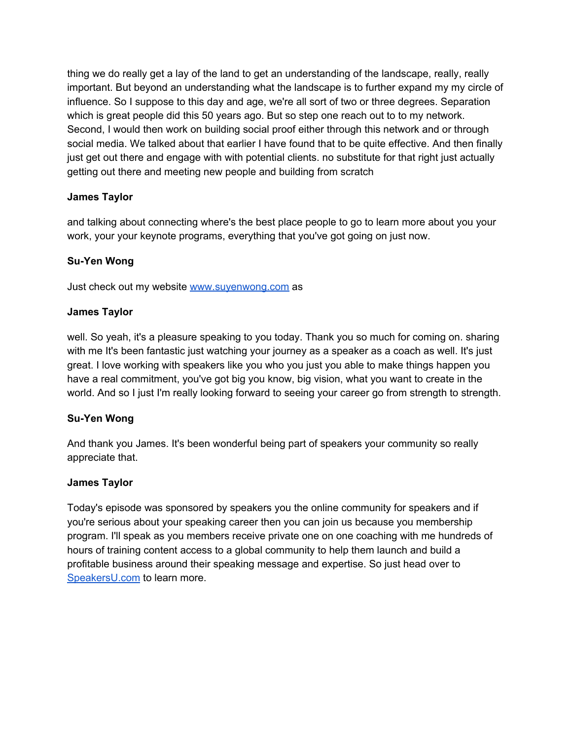thing we do really get a lay of the land to get an understanding of the landscape, really, really important. But beyond an understanding what the landscape is to further expand my my circle of influence. So I suppose to this day and age, we're all sort of two or three degrees. Separation which is great people did this 50 years ago. But so step one reach out to to my network. Second, I would then work on building social proof either through this network and or through social media. We talked about that earlier I have found that to be quite effective. And then finally just get out there and engage with with potential clients. no substitute for that right just actually getting out there and meeting new people and building from scratch

**James Taylor**

and talking about connecting where's the best place people to go to learn more about you your work, your your keynote programs, everything that you've got going on just now.

**Su-Yen Wong**

Just check out my website [www.suyenwong.com](http://www.suyenwong.com) as

**James Taylor**

well. So yeah, it's a pleasure speaking to you today. Thank you so much for coming on. sharing with me It's been fantastic just watching your journey as a speaker as a coach as well. It's just great. I love working with speakers like you who you just you able to make things happen you have a real commitment, you've got big you know, big vision, what you want to create in the world. And so I just I'm really looking forward to seeing your career go from strength to strength.

**Su-Yen Wong**

And thank you James. It's been wonderful being part of speakers your community so really appreciate that.

**James Taylor**

Today's episode was sponsored by speakers you the online community for speakers and if you're serious about your speaking career then you can join us because you membership program. I'll speak as you members receive private one on one coaching with me hundreds of hours of training content access to a global community to help them launch and build a profitable business around their speaking message and expertise. So just head over to [SpeakersU.com](http://SpeakersU.com) to learn more.